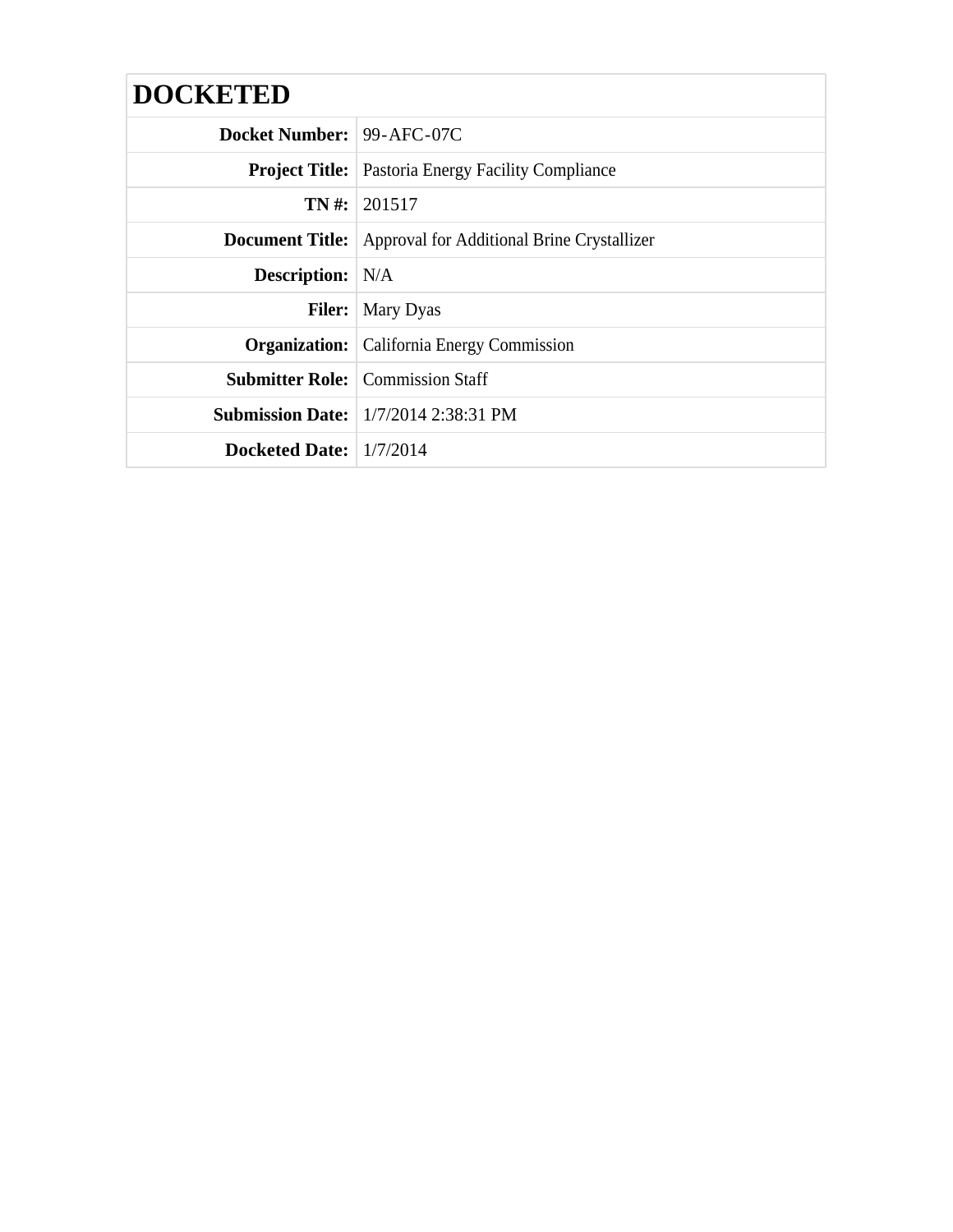| DOCKETED | |
|---|---|
| **Docket Number:** | 99-AFC-07C |
| **Project Title:** | Pastoria Energy Facility Compliance |
| **TN #:** | 201517 |
| **Document Title:** | Approval for Additional Brine Crystallizer |
| **Description:** | N/A |
| **Filer:** | Mary Dyas |
| **Organization:** | California Energy Commission |
| **Submitter Role:** | Commission Staff |
| **Submission Date:** | 1/7/2014 2:38:31 PM |
| **Docketed Date:** | 1/7/2014 |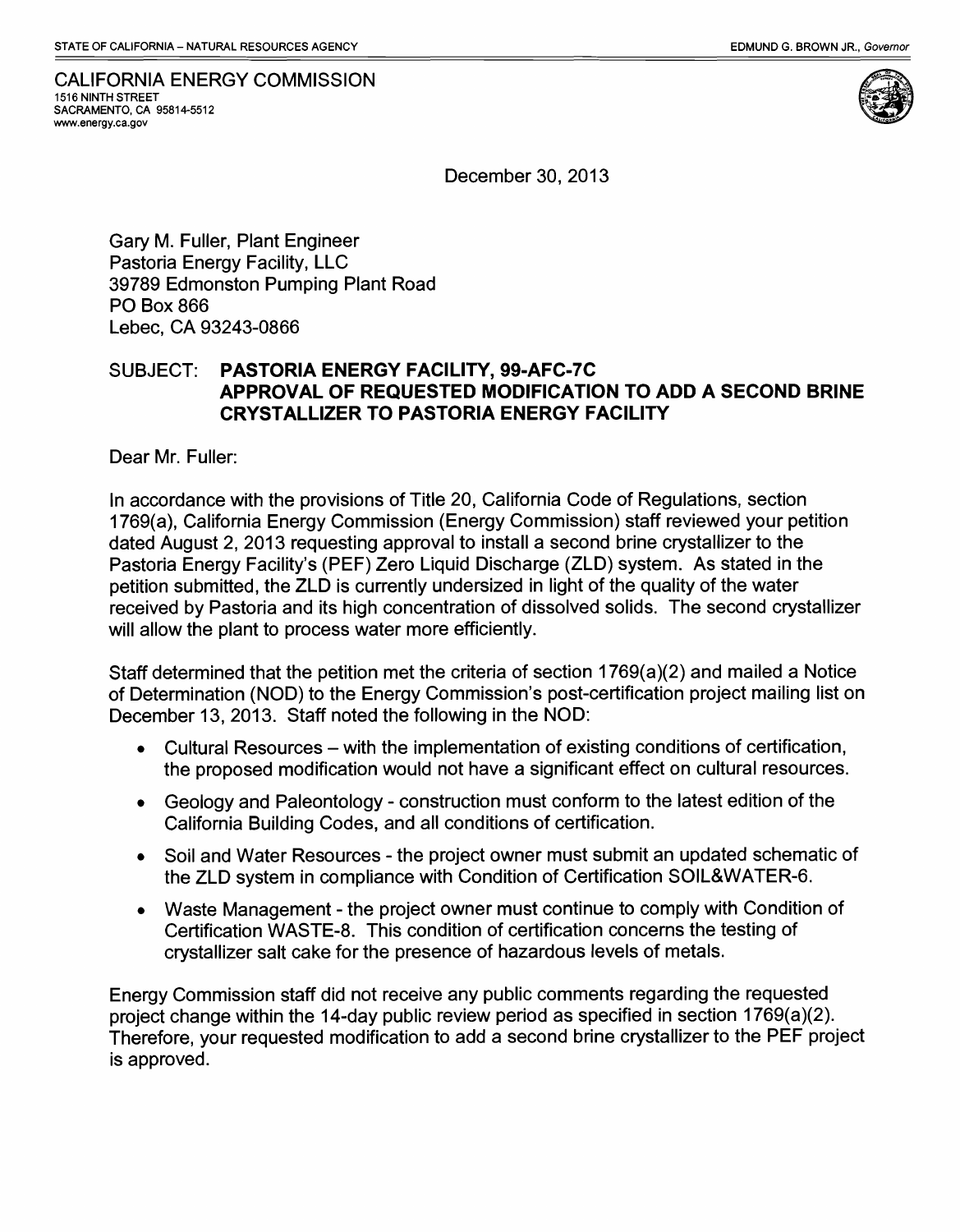STATE OF CALIFORNIA – NATURAL RESOURCES AGENCY

EDMUND G. BROWN JR., *Governor*

CALIFORNIA ENERGY COMMISSION
1516 NINTH STREET
SACRAMENTO, CA 95814-5512
www.energy.ca.gov

December 30, 2013

Gary M. Fuller, Plant Engineer
Pastoria Energy Facility, LLC
39789 Edmonston Pumping Plant Road
PO Box 866
Lebec, CA 93243-0866

SUBJECT: **PASTORIA ENERGY FACILITY, 99-AFC-7C APPROVAL OF REQUESTED MODIFICATION TO ADD A SECOND BRINE CRYSTALLIZER TO PASTORIA ENERGY FACILITY**

Dear Mr. Fuller:

In accordance with the provisions of Title 20, California Code of Regulations, section 1769(a), California Energy Commission (Energy Commission) staff reviewed your petition dated August 2, 2013 requesting approval to install a second brine crystallizer to the Pastoria Energy Facility's (PEF) Zero Liquid Discharge (ZLD) system. As stated in the petition submitted, the ZLD is currently undersized in light of the quality of the water received by Pastoria and its high concentration of dissolved solids. The second crystallizer will allow the plant to process water more efficiently.

Staff determined that the petition met the criteria of section 1769(a)(2) and mailed a Notice of Determination (NOD) to the Energy Commission's post-certification project mailing list on December 13, 2013. Staff noted the following in the NOD:

- Cultural Resources – with the implementation of existing conditions of certification, the proposed modification would not have a significant effect on cultural resources.
- Geology and Paleontology - construction must conform to the latest edition of the California Building Codes, and all conditions of certification.
- Soil and Water Resources - the project owner must submit an updated schematic of the ZLD system in compliance with Condition of Certification SOIL&WATER-6.
- Waste Management - the project owner must continue to comply with Condition of Certification WASTE-8. This condition of certification concerns the testing of crystallizer salt cake for the presence of hazardous levels of metals.

Energy Commission staff did not receive any public comments regarding the requested project change within the 14-day public review period as specified in section 1769(a)(2). Therefore, your requested modification to add a second brine crystallizer to the PEF project is approved.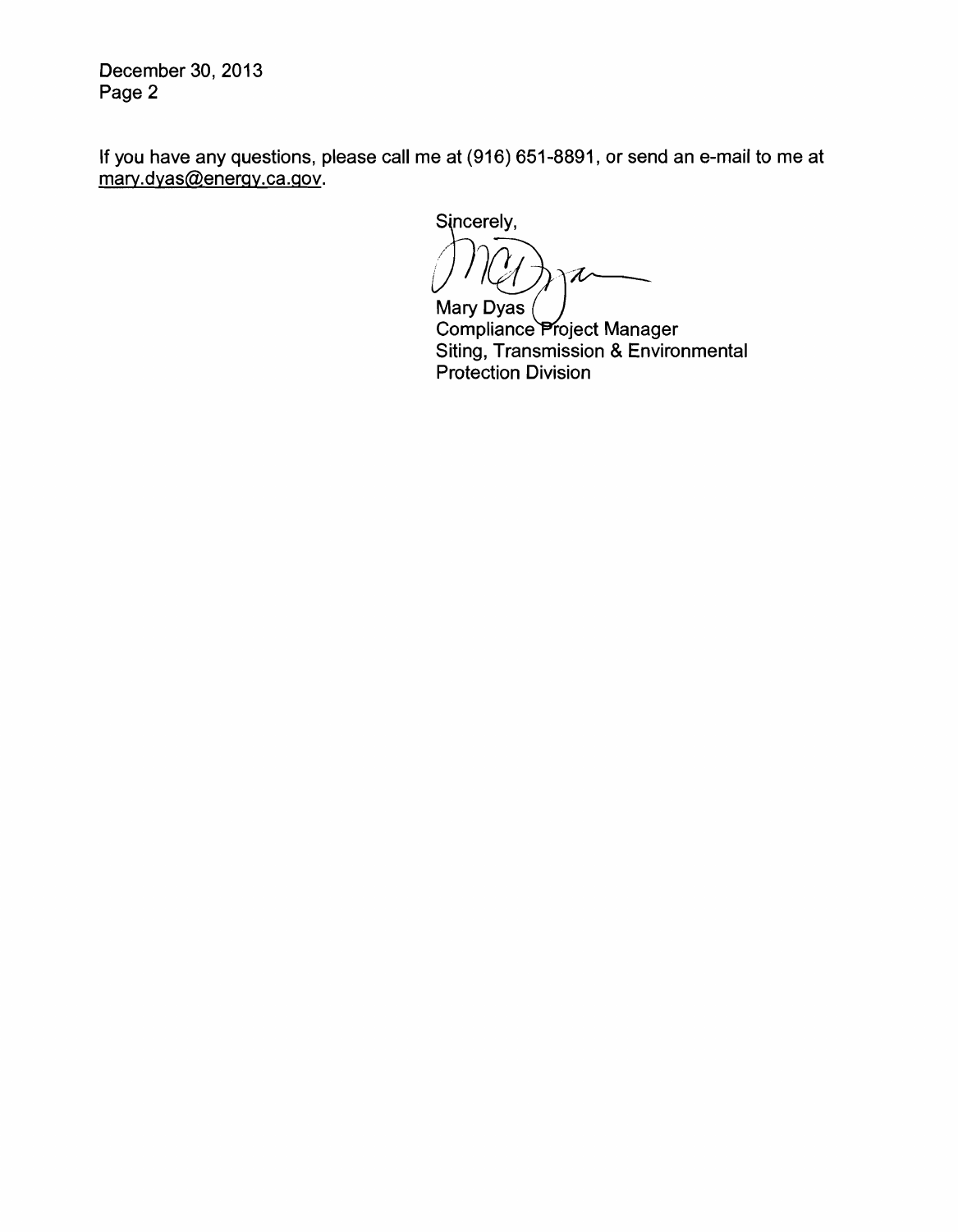If you have any questions, please call me at (916) 651-8891, or send an e-mail to me at mary.dyas@energy.ca.gov.

Sincerely,

Mary Dyas
Compliance Project Manager
Siting, Transmission & Environmental
Protection Division